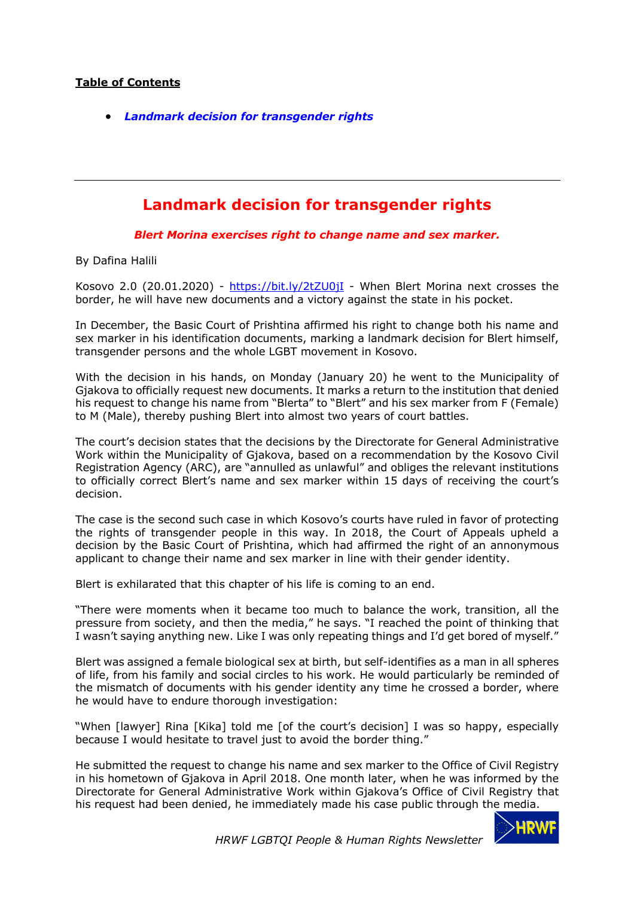**Table of Contents**

- ***Landmark decision for transgender rights***

---

# Landmark decision for transgender rights

***Blert Morina exercises right to change name and sex marker.***

By Dafina Halili

Kosovo 2.0 (20.01.2020) - https://bit.ly/2tZU0jI - When Blert Morina next crosses the border, he will have new documents and a victory against the state in his pocket.

In December, the Basic Court of Prishtina affirmed his right to change both his name and sex marker in his identification documents, marking a landmark decision for Blert himself, transgender persons and the whole LGBT movement in Kosovo.

With the decision in his hands, on Monday (January 20) he went to the Municipality of Gjakova to officially request new documents. It marks a return to the institution that denied his request to change his name from "Blerta" to "Blert" and his sex marker from F (Female) to M (Male), thereby pushing Blert into almost two years of court battles.

The court's decision states that the decisions by the Directorate for General Administrative Work within the Municipality of Gjakova, based on a recommendation by the Kosovo Civil Registration Agency (ARC), are "annulled as unlawful" and obliges the relevant institutions to officially correct Blert's name and sex marker within 15 days of receiving the court's decision.

The case is the second such case in which Kosovo's courts have ruled in favor of protecting the rights of transgender people in this way. In 2018, the Court of Appeals upheld a decision by the Basic Court of Prishtina, which had affirmed the right of an annonymous applicant to change their name and sex marker in line with their gender identity.

Blert is exhilarated that this chapter of his life is coming to an end.

"There were moments when it became too much to balance the work, transition, all the pressure from society, and then the media," he says. "I reached the point of thinking that I wasn't saying anything new. Like I was only repeating things and I'd get bored of myself."

Blert was assigned a female biological sex at birth, but self-identifies as a man in all spheres of life, from his family and social circles to his work. He would particularly be reminded of the mismatch of documents with his gender identity any time he crossed a border, where he would have to endure thorough investigation:

"When [lawyer] Rina [Kika] told me [of the court's decision] I was so happy, especially because I would hesitate to travel just to avoid the border thing."

He submitted the request to change his name and sex marker to the Office of Civil Registry in his hometown of Gjakova in April 2018. One month later, when he was informed by the Directorate for General Administrative Work within Gjakova's Office of Civil Registry that his request had been denied, he immediately made his case public through the media.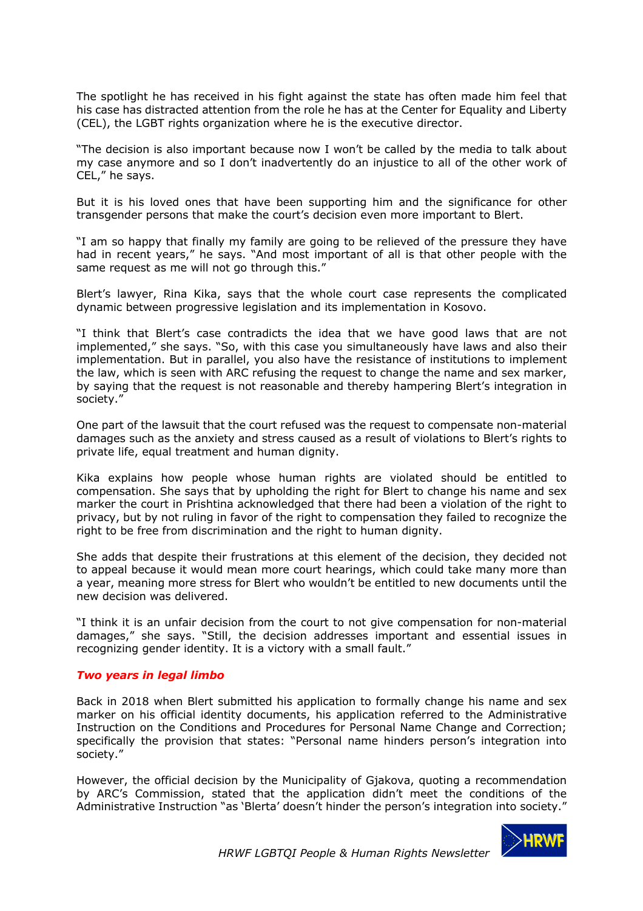The spotlight he has received in his fight against the state has often made him feel that his case has distracted attention from the role he has at the Center for Equality and Liberty (CEL), the LGBT rights organization where he is the executive director.

"The decision is also important because now I won't be called by the media to talk about my case anymore and so I don't inadvertently do an injustice to all of the other work of CEL," he says.

But it is his loved ones that have been supporting him and the significance for other transgender persons that make the court's decision even more important to Blert.

"I am so happy that finally my family are going to be relieved of the pressure they have had in recent years," he says. "And most important of all is that other people with the same request as me will not go through this."

Blert's lawyer, Rina Kika, says that the whole court case represents the complicated dynamic between progressive legislation and its implementation in Kosovo.

"I think that Blert's case contradicts the idea that we have good laws that are not implemented," she says. "So, with this case you simultaneously have laws and also their implementation. But in parallel, you also have the resistance of institutions to implement the law, which is seen with ARC refusing the request to change the name and sex marker, by saying that the request is not reasonable and thereby hampering Blert's integration in society."

One part of the lawsuit that the court refused was the request to compensate non-material damages such as the anxiety and stress caused as a result of violations to Blert's rights to private life, equal treatment and human dignity.

Kika explains how people whose human rights are violated should be entitled to compensation. She says that by upholding the right for Blert to change his name and sex marker the court in Prishtina acknowledged that there had been a violation of the right to privacy, but by not ruling in favor of the right to compensation they failed to recognize the right to be free from discrimination and the right to human dignity.

She adds that despite their frustrations at this element of the decision, they decided not to appeal because it would mean more court hearings, which could take many more than a year, meaning more stress for Blert who wouldn't be entitled to new documents until the new decision was delivered.

"I think it is an unfair decision from the court to not give compensation for non-material damages," she says. "Still, the decision addresses important and essential issues in recognizing gender identity. It is a victory with a small fault."

### *Two years in legal limbo*

Back in 2018 when Blert submitted his application to formally change his name and sex marker on his official identity documents, his application referred to the Administrative Instruction on the Conditions and Procedures for Personal Name Change and Correction; specifically the provision that states: "Personal name hinders person's integration into society."

However, the official decision by the Municipality of Gjakova, quoting a recommendation by ARC's Commission, stated that the application didn't meet the conditions of the Administrative Instruction "as 'Blerta' doesn't hinder the person's integration into society."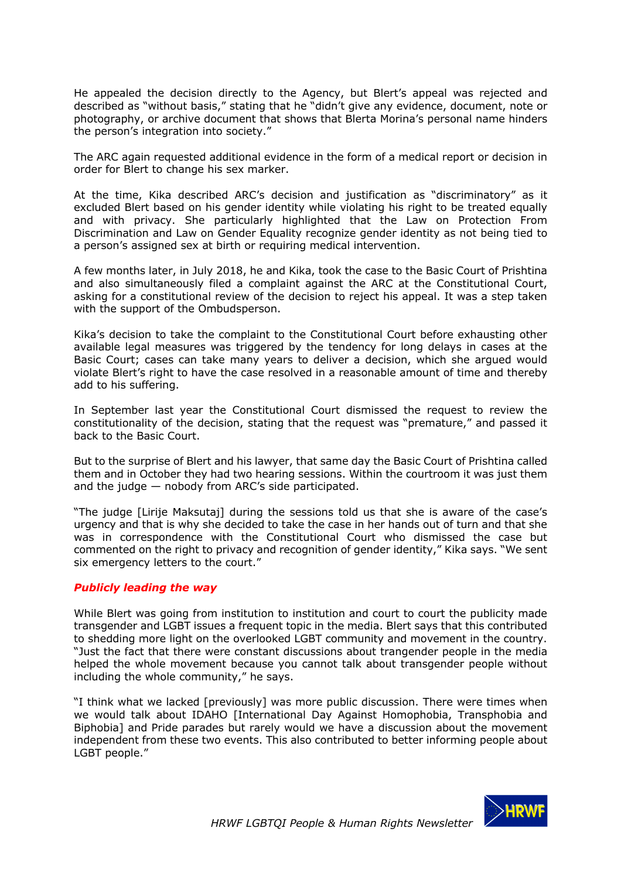He appealed the decision directly to the Agency, but Blert's appeal was rejected and described as "without basis," stating that he "didn't give any evidence, document, note or photography, or archive document that shows that Blerta Morina's personal name hinders the person's integration into society."

The ARC again requested additional evidence in the form of a medical report or decision in order for Blert to change his sex marker.

At the time, Kika described ARC's decision and justification as "discriminatory" as it excluded Blert based on his gender identity while violating his right to be treated equally and with privacy. She particularly highlighted that the Law on Protection From Discrimination and Law on Gender Equality recognize gender identity as not being tied to a person's assigned sex at birth or requiring medical intervention.

A few months later, in July 2018, he and Kika, took the case to the Basic Court of Prishtina and also simultaneously filed a complaint against the ARC at the Constitutional Court, asking for a constitutional review of the decision to reject his appeal. It was a step taken with the support of the Ombudsperson.

Kika's decision to take the complaint to the Constitutional Court before exhausting other available legal measures was triggered by the tendency for long delays in cases at the Basic Court; cases can take many years to deliver a decision, which she argued would violate Blert's right to have the case resolved in a reasonable amount of time and thereby add to his suffering.

In September last year the Constitutional Court dismissed the request to review the constitutionality of the decision, stating that the request was "premature," and passed it back to the Basic Court.

But to the surprise of Blert and his lawyer, that same day the Basic Court of Prishtina called them and in October they had two hearing sessions. Within the courtroom it was just them and the judge — nobody from ARC's side participated.

"The judge [Lirije Maksutaj] during the sessions told us that she is aware of the case's urgency and that is why she decided to take the case in her hands out of turn and that she was in correspondence with the Constitutional Court who dismissed the case but commented on the right to privacy and recognition of gender identity," Kika says. "We sent six emergency letters to the court."

## ***Publicly leading the way***

While Blert was going from institution to institution and court to court the publicity made transgender and LGBT issues a frequent topic in the media. Blert says that this contributed to shedding more light on the overlooked LGBT community and movement in the country. "Just the fact that there were constant discussions about trangender people in the media helped the whole movement because you cannot talk about transgender people without including the whole community," he says.

"I think what we lacked [previously] was more public discussion. There were times when we would talk about IDAHO [International Day Against Homophobia, Transphobia and Biphobia] and Pride parades but rarely would we have a discussion about the movement independent from these two events. This also contributed to better informing people about LGBT people."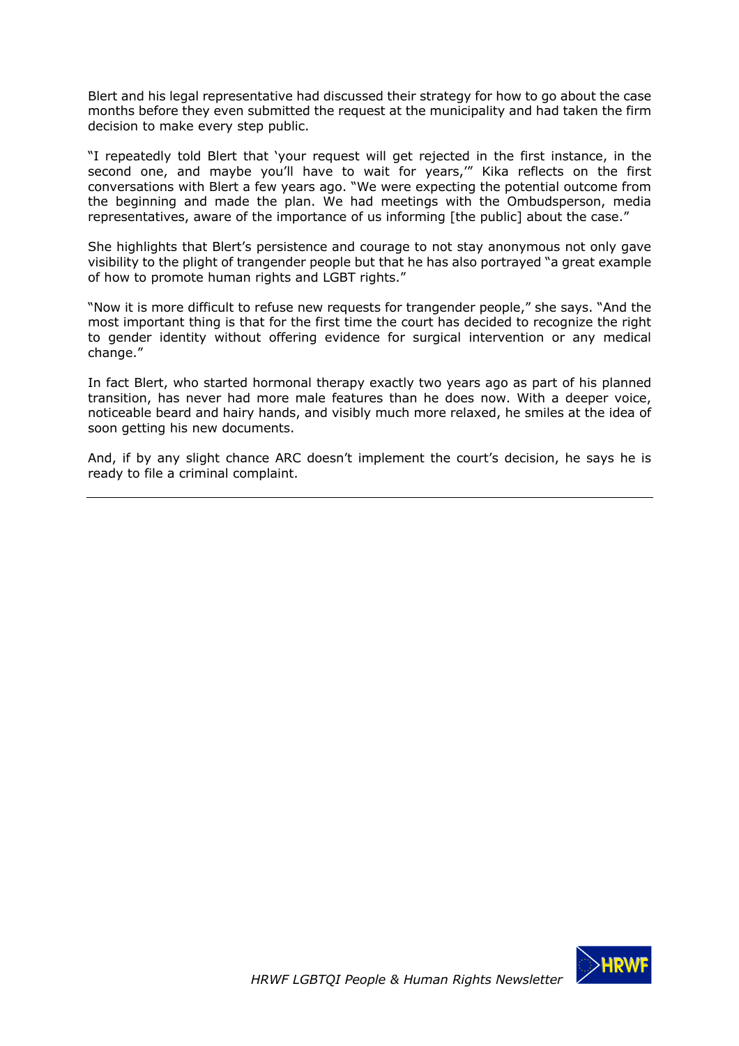Blert and his legal representative had discussed their strategy for how to go about the case months before they even submitted the request at the municipality and had taken the firm decision to make every step public.

"I repeatedly told Blert that 'your request will get rejected in the first instance, in the second one, and maybe you'll have to wait for years,'" Kika reflects on the first conversations with Blert a few years ago. "We were expecting the potential outcome from the beginning and made the plan. We had meetings with the Ombudsperson, media representatives, aware of the importance of us informing [the public] about the case."

She highlights that Blert's persistence and courage to not stay anonymous not only gave visibility to the plight of trangender people but that he has also portrayed "a great example of how to promote human rights and LGBT rights."

"Now it is more difficult to refuse new requests for trangender people," she says. "And the most important thing is that for the first time the court has decided to recognize the right to gender identity without offering evidence for surgical intervention or any medical change."

In fact Blert, who started hormonal therapy exactly two years ago as part of his planned transition, has never had more male features than he does now. With a deeper voice, noticeable beard and hairy hands, and visibly much more relaxed, he smiles at the idea of soon getting his new documents.

And, if by any slight chance ARC doesn't implement the court's decision, he says he is ready to file a criminal complaint.

---